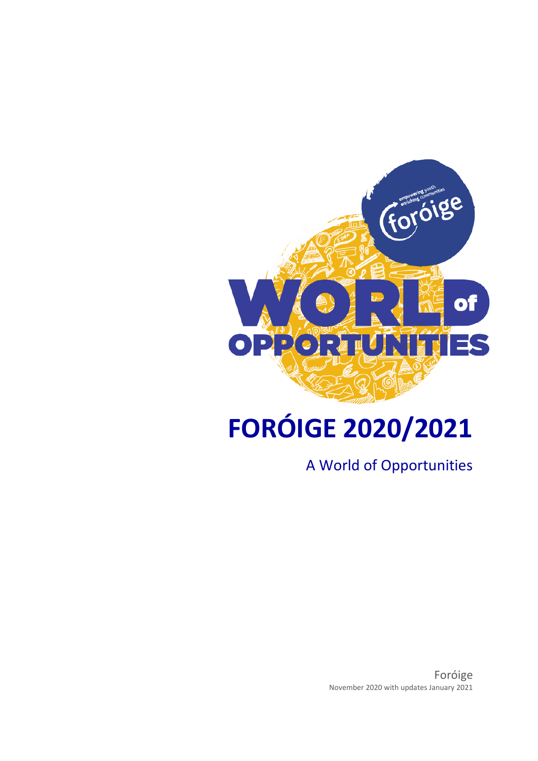# FORÓIGE 2020/2021

A World of Opportunities

Foróige

November 2020 with updates January 2021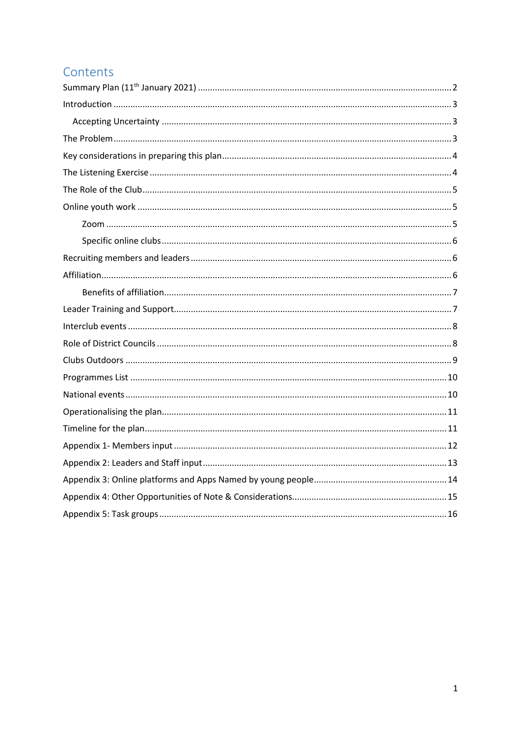# Contents

Summary Plan (11th January 2021) .......... 2

Introduction .......... 3

- Accepting Uncertainty .......... 3

The Problem .......... 3

Key considerations in preparing this plan .......... 4

The Listening Exercise .......... 4

The Role of the Club .......... 5

Online youth work .......... 5

- Zoom .......... 5
- Specific online clubs .......... 6

Recruiting members and leaders .......... 6

Affiliation .......... 6

- Benefits of affiliation .......... 7

Leader Training and Support .......... 7

Interclub events .......... 8

Role of District Councils .......... 8

Clubs Outdoors .......... 9

Programmes List .......... 10

National events .......... 10

Operationalising the plan .......... 11

Timeline for the plan .......... 11

Appendix 1- Members input .......... 12

Appendix 2: Leaders and Staff input .......... 13

Appendix 3: Online platforms and Apps Named by young people .......... 14

Appendix 4: Other Opportunities of Note & Considerations .......... 15

Appendix 5: Task groups .......... 16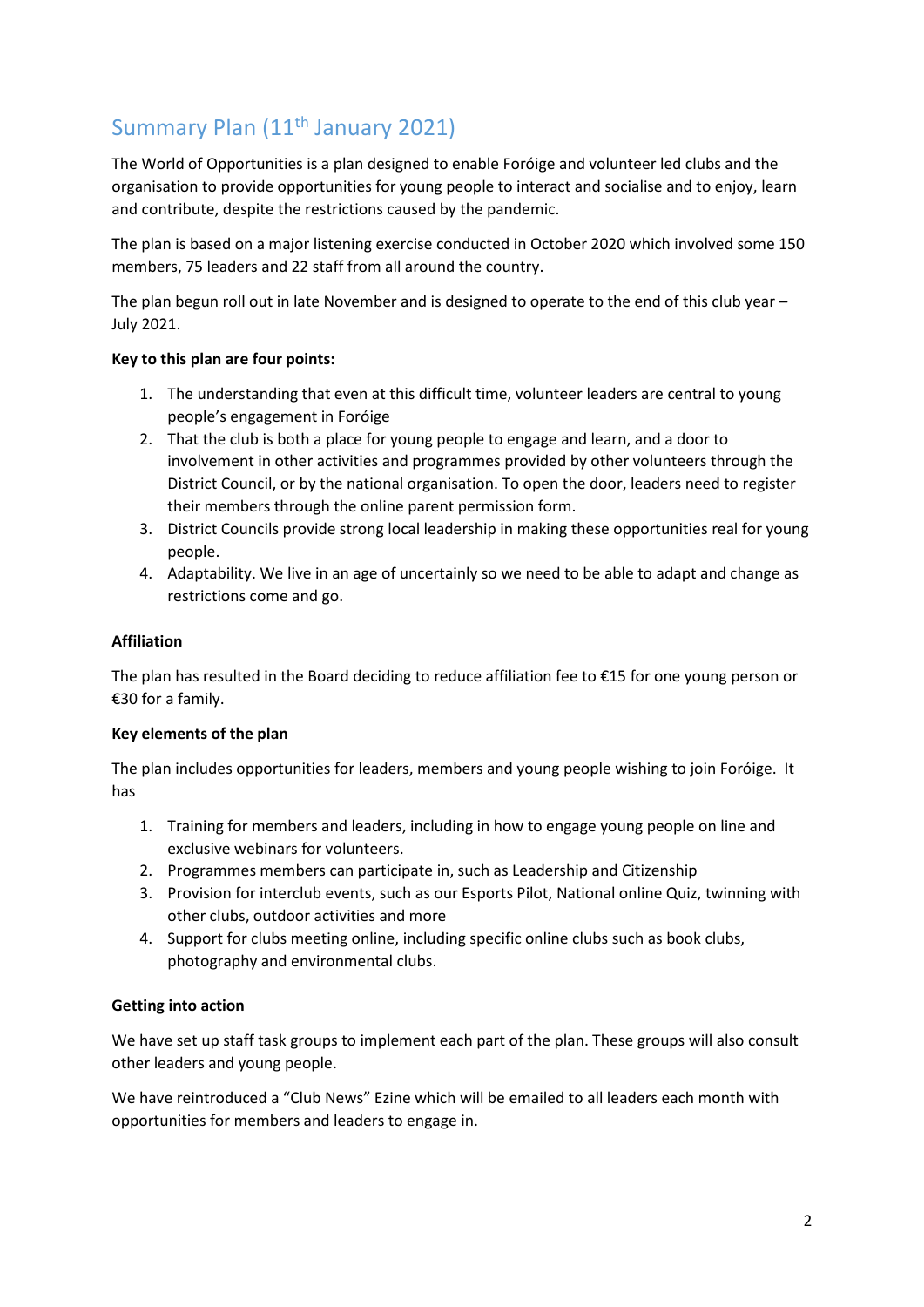## Summary Plan (11th January 2021)

The World of Opportunities is a plan designed to enable Foróige and volunteer led clubs and the organisation to provide opportunities for young people to interact and socialise and to enjoy, learn and contribute, despite the restrictions caused by the pandemic.

The plan is based on a major listening exercise conducted in October 2020 which involved some 150 members, 75 leaders and 22 staff from all around the country.

The plan begun roll out in late November and is designed to operate to the end of this club year – July 2021.

**Key to this plan are four points:**

1. The understanding that even at this difficult time, volunteer leaders are central to young people's engagement in Foróige
2. That the club is both a place for young people to engage and learn, and a door to involvement in other activities and programmes provided by other volunteers through the District Council, or by the national organisation. To open the door, leaders need to register their members through the online parent permission form.
3. District Councils provide strong local leadership in making these opportunities real for young people.
4. Adaptability. We live in an age of uncertainly so we need to be able to adapt and change as restrictions come and go.

**Affiliation**

The plan has resulted in the Board deciding to reduce affiliation fee to €15 for one young person or €30 for a family.

**Key elements of the plan**

The plan includes opportunities for leaders, members and young people wishing to join Foróige. It has

1. Training for members and leaders, including in how to engage young people on line and exclusive webinars for volunteers.
2. Programmes members can participate in, such as Leadership and Citizenship
3. Provision for interclub events, such as our Esports Pilot, National online Quiz, twinning with other clubs, outdoor activities and more
4. Support for clubs meeting online, including specific online clubs such as book clubs, photography and environmental clubs.

**Getting into action**

We have set up staff task groups to implement each part of the plan. These groups will also consult other leaders and young people.

We have reintroduced a "Club News" Ezine which will be emailed to all leaders each month with opportunities for members and leaders to engage in.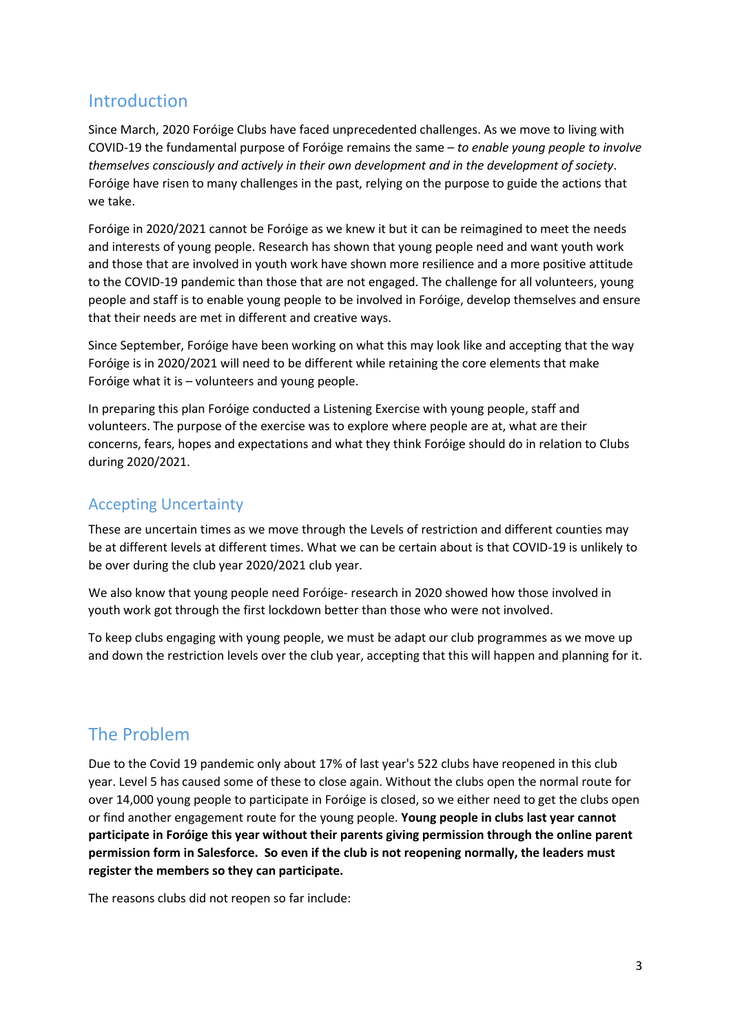## Introduction

Since March, 2020 Foróige Clubs have faced unprecedented challenges. As we move to living with COVID-19 the fundamental purpose of Foróige remains the same – *to enable young people to involve themselves consciously and actively in their own development and in the development of society*. Foróige have risen to many challenges in the past, relying on the purpose to guide the actions that we take.

Foróige in 2020/2021 cannot be Foróige as we knew it but it can be reimagined to meet the needs and interests of young people. Research has shown that young people need and want youth work and those that are involved in youth work have shown more resilience and a more positive attitude to the COVID-19 pandemic than those that are not engaged. The challenge for all volunteers, young people and staff is to enable young people to be involved in Foróige, develop themselves and ensure that their needs are met in different and creative ways.

Since September, Foróige have been working on what this may look like and accepting that the way Foróige is in 2020/2021 will need to be different while retaining the core elements that make Foróige what it is – volunteers and young people.

In preparing this plan Foróige conducted a Listening Exercise with young people, staff and volunteers. The purpose of the exercise was to explore where people are at, what are their concerns, fears, hopes and expectations and what they think Foróige should do in relation to Clubs during 2020/2021.

### Accepting Uncertainty

These are uncertain times as we move through the Levels of restriction and different counties may be at different levels at different times. What we can be certain about is that COVID-19 is unlikely to be over during the club year 2020/2021 club year.

We also know that young people need Foróige- research in 2020 showed how those involved in youth work got through the first lockdown better than those who were not involved.

To keep clubs engaging with young people, we must be adapt our club programmes as we move up and down the restriction levels over the club year, accepting that this will happen and planning for it.

## The Problem

Due to the Covid 19 pandemic only about 17% of last year's 522 clubs have reopened in this club year. Level 5 has caused some of these to close again. Without the clubs open the normal route for over 14,000 young people to participate in Foróige is closed, so we either need to get the clubs open or find another engagement route for the young people. **Young people in clubs last year cannot participate in Foróige this year without their parents giving permission through the online parent permission form in Salesforce. So even if the club is not reopening normally, the leaders must register the members so they can participate.**

The reasons clubs did not reopen so far include: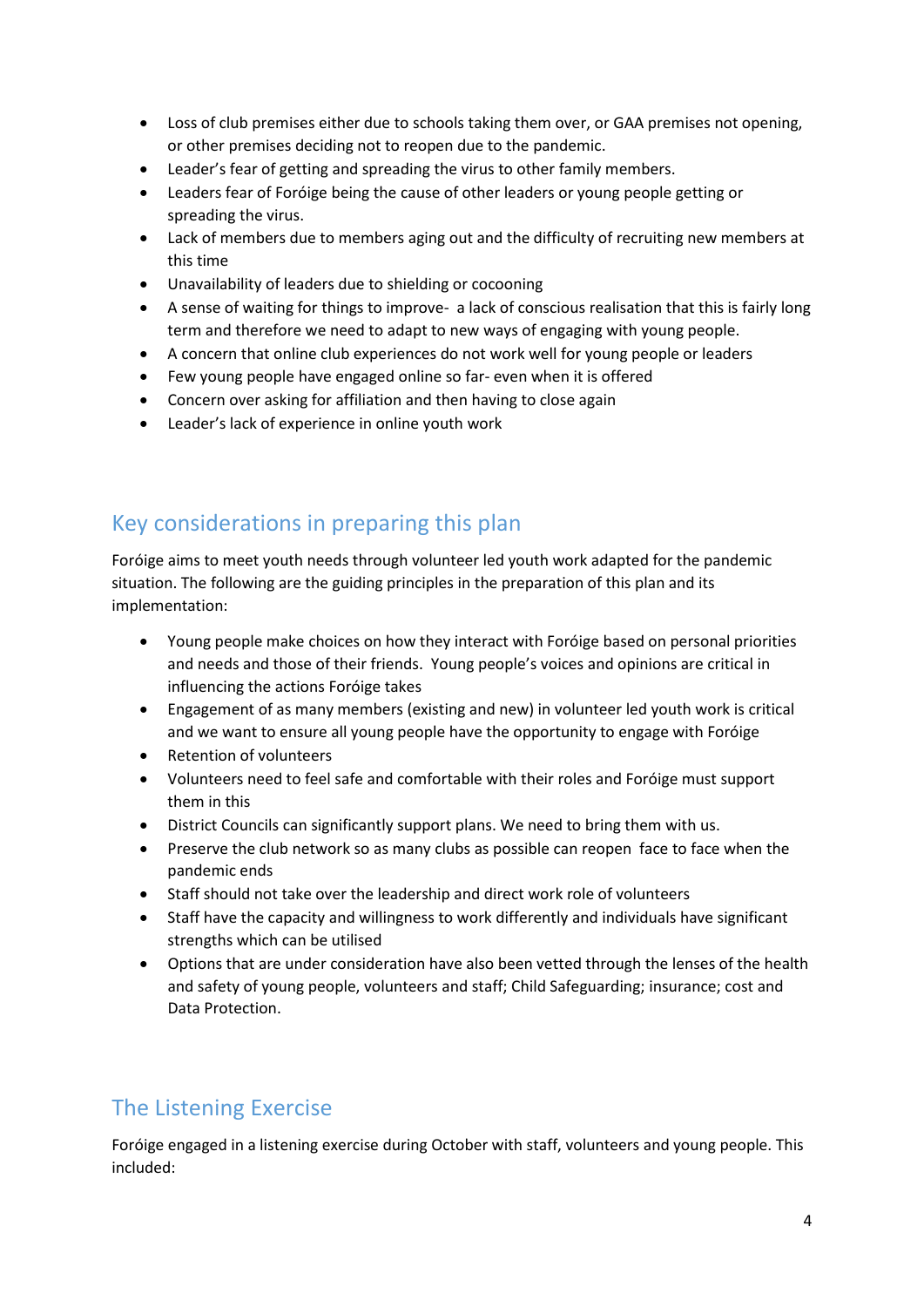- Loss of club premises either due to schools taking them over, or GAA premises not opening, or other premises deciding not to reopen due to the pandemic.
- Leader's fear of getting and spreading the virus to other family members.
- Leaders fear of Foróige being the cause of other leaders or young people getting or spreading the virus.
- Lack of members due to members aging out and the difficulty of recruiting new members at this time
- Unavailability of leaders due to shielding or cocooning
- A sense of waiting for things to improve- a lack of conscious realisation that this is fairly long term and therefore we need to adapt to new ways of engaging with young people.
- A concern that online club experiences do not work well for young people or leaders
- Few young people have engaged online so far- even when it is offered
- Concern over asking for affiliation and then having to close again
- Leader's lack of experience in online youth work

## Key considerations in preparing this plan

Foróige aims to meet youth needs through volunteer led youth work adapted for the pandemic situation. The following are the guiding principles in the preparation of this plan and its implementation:

- Young people make choices on how they interact with Foróige based on personal priorities and needs and those of their friends. Young people's voices and opinions are critical in influencing the actions Foróige takes
- Engagement of as many members (existing and new) in volunteer led youth work is critical and we want to ensure all young people have the opportunity to engage with Foróige
- Retention of volunteers
- Volunteers need to feel safe and comfortable with their roles and Foróige must support them in this
- District Councils can significantly support plans. We need to bring them with us.
- Preserve the club network so as many clubs as possible can reopen face to face when the pandemic ends
- Staff should not take over the leadership and direct work role of volunteers
- Staff have the capacity and willingness to work differently and individuals have significant strengths which can be utilised
- Options that are under consideration have also been vetted through the lenses of the health and safety of young people, volunteers and staff; Child Safeguarding; insurance; cost and Data Protection.

## The Listening Exercise

Foróige engaged in a listening exercise during October with staff, volunteers and young people. This included: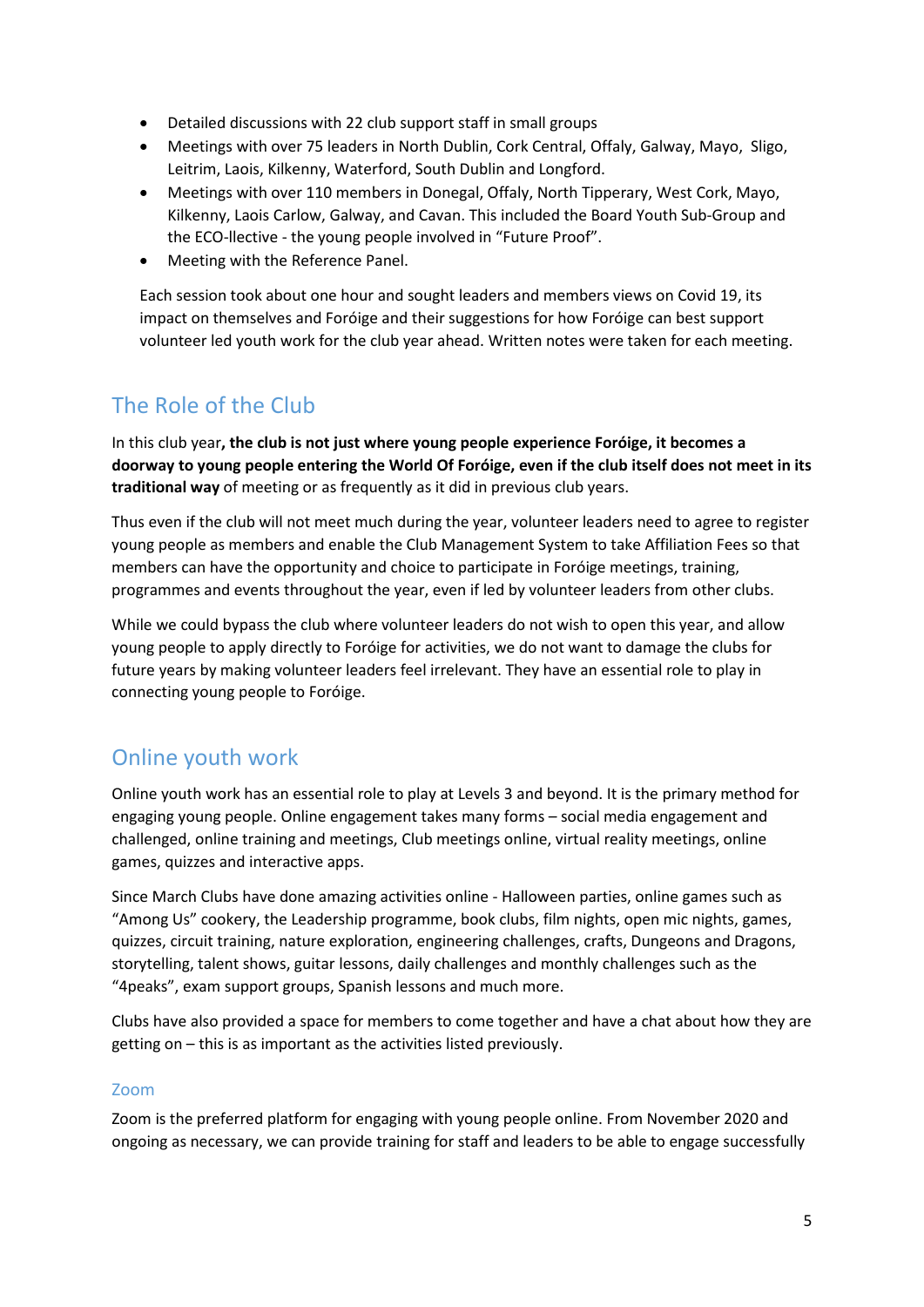- Detailed discussions with 22 club support staff in small groups
- Meetings with over 75 leaders in North Dublin, Cork Central, Offaly, Galway, Mayo, Sligo, Leitrim, Laois, Kilkenny, Waterford, South Dublin and Longford.
- Meetings with over 110 members in Donegal, Offaly, North Tipperary, West Cork, Mayo, Kilkenny, Laois Carlow, Galway, and Cavan. This included the Board Youth Sub-Group and the ECO-llective - the young people involved in "Future Proof".
- Meeting with the Reference Panel.

Each session took about one hour and sought leaders and members views on Covid 19, its impact on themselves and Foróige and their suggestions for how Foróige can best support volunteer led youth work for the club year ahead. Written notes were taken for each meeting.

## The Role of the Club

In this club year**, the club is not just where young people experience Foróige, it becomes a doorway to young people entering the World Of Foróige, even if the club itself does not meet in its traditional way** of meeting or as frequently as it did in previous club years.

Thus even if the club will not meet much during the year, volunteer leaders need to agree to register young people as members and enable the Club Management System to take Affiliation Fees so that members can have the opportunity and choice to participate in Foróige meetings, training, programmes and events throughout the year, even if led by volunteer leaders from other clubs.

While we could bypass the club where volunteer leaders do not wish to open this year, and allow young people to apply directly to Foróige for activities, we do not want to damage the clubs for future years by making volunteer leaders feel irrelevant. They have an essential role to play in connecting young people to Foróige.

## Online youth work

Online youth work has an essential role to play at Levels 3 and beyond. It is the primary method for engaging young people. Online engagement takes many forms – social media engagement and challenged, online training and meetings, Club meetings online, virtual reality meetings, online games, quizzes and interactive apps.

Since March Clubs have done amazing activities online - Halloween parties, online games such as "Among Us" cookery, the Leadership programme, book clubs, film nights, open mic nights, games, quizzes, circuit training, nature exploration, engineering challenges, crafts, Dungeons and Dragons, storytelling, talent shows, guitar lessons, daily challenges and monthly challenges such as the "4peaks", exam support groups, Spanish lessons and much more.

Clubs have also provided a space for members to come together and have a chat about how they are getting on – this is as important as the activities listed previously.

### Zoom

Zoom is the preferred platform for engaging with young people online. From November 2020 and ongoing as necessary, we can provide training for staff and leaders to be able to engage successfully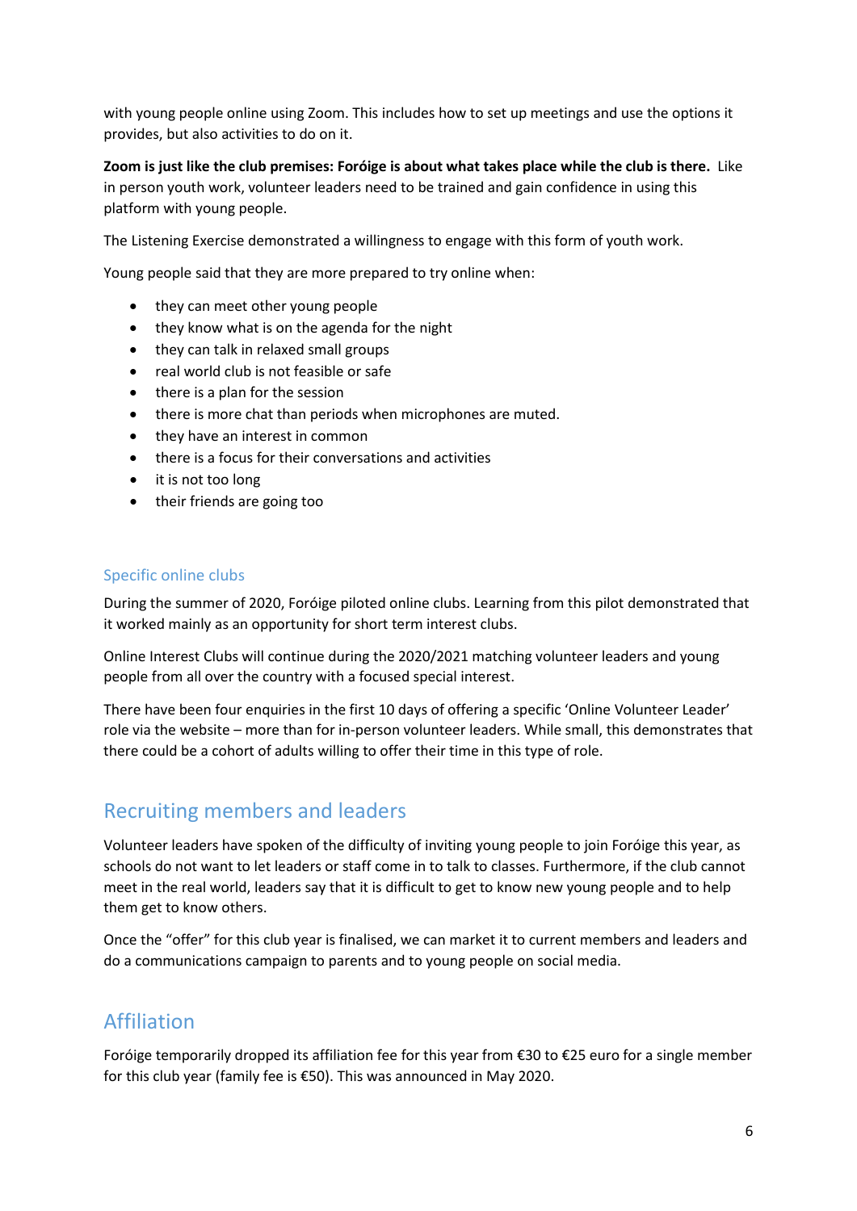with young people online using Zoom. This includes how to set up meetings and use the options it provides, but also activities to do on it.

**Zoom is just like the club premises: Foróige is about what takes place while the club is there.** Like in person youth work, volunteer leaders need to be trained and gain confidence in using this platform with young people.

The Listening Exercise demonstrated a willingness to engage with this form of youth work.

Young people said that they are more prepared to try online when:

- they can meet other young people
- they know what is on the agenda for the night
- they can talk in relaxed small groups
- real world club is not feasible or safe
- there is a plan for the session
- there is more chat than periods when microphones are muted.
- they have an interest in common
- there is a focus for their conversations and activities
- it is not too long
- their friends are going too

### Specific online clubs

During the summer of 2020, Foróige piloted online clubs. Learning from this pilot demonstrated that it worked mainly as an opportunity for short term interest clubs.

Online Interest Clubs will continue during the 2020/2021 matching volunteer leaders and young people from all over the country with a focused special interest.

There have been four enquiries in the first 10 days of offering a specific 'Online Volunteer Leader' role via the website – more than for in-person volunteer leaders. While small, this demonstrates that there could be a cohort of adults willing to offer their time in this type of role.

## Recruiting members and leaders

Volunteer leaders have spoken of the difficulty of inviting young people to join Foróige this year, as schools do not want to let leaders or staff come in to talk to classes. Furthermore, if the club cannot meet in the real world, leaders say that it is difficult to get to know new young people and to help them get to know others.

Once the "offer" for this club year is finalised, we can market it to current members and leaders and do a communications campaign to parents and to young people on social media.

## Affiliation

Foróige temporarily dropped its affiliation fee for this year from €30 to €25 euro for a single member for this club year (family fee is €50). This was announced in May 2020.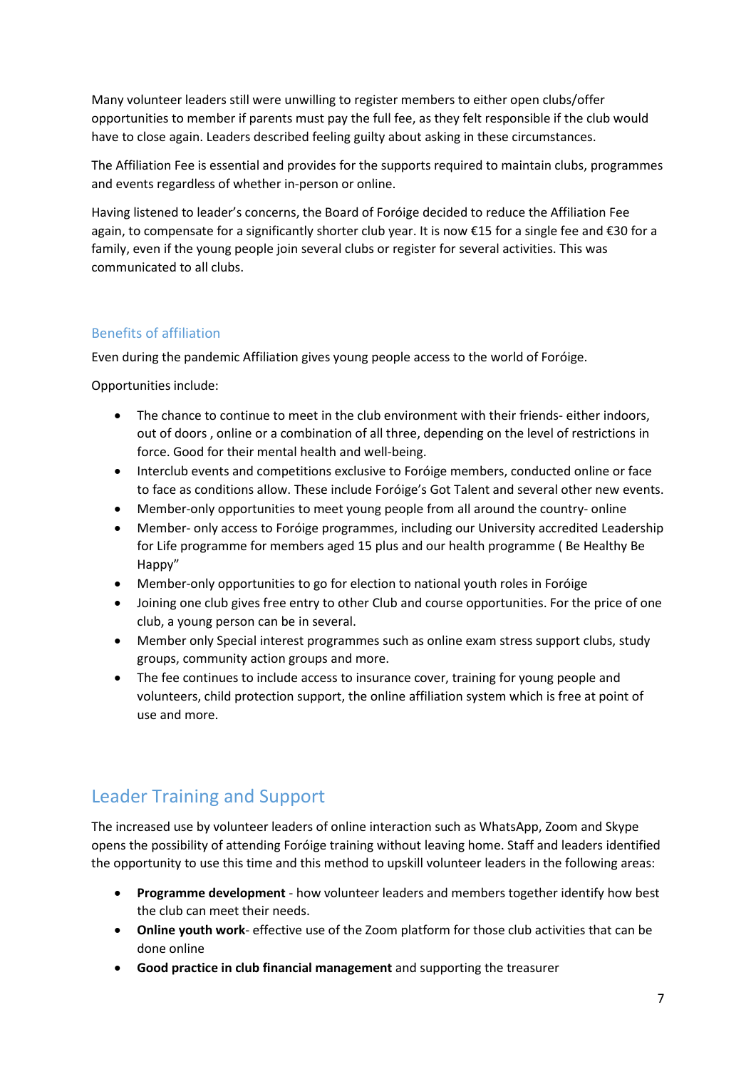Many volunteer leaders still were unwilling to register members to either open clubs/offer opportunities to member if parents must pay the full fee, as they felt responsible if the club would have to close again. Leaders described feeling guilty about asking in these circumstances.

The Affiliation Fee is essential and provides for the supports required to maintain clubs, programmes and events regardless of whether in-person or online.

Having listened to leader's concerns, the Board of Foróige decided to reduce the Affiliation Fee again, to compensate for a significantly shorter club year. It is now €15 for a single fee and €30 for a family, even if the young people join several clubs or register for several activities. This was communicated to all clubs.

### Benefits of affiliation

Even during the pandemic Affiliation gives young people access to the world of Foróige.

Opportunities include:

- The chance to continue to meet in the club environment with their friends- either indoors, out of doors , online or a combination of all three, depending on the level of restrictions in force. Good for their mental health and well-being.
- Interclub events and competitions exclusive to Foróige members, conducted online or face to face as conditions allow. These include Foróige's Got Talent and several other new events.
- Member-only opportunities to meet young people from all around the country- online
- Member- only access to Foróige programmes, including our University accredited Leadership for Life programme for members aged 15 plus and our health programme ( Be Healthy Be Happy"
- Member-only opportunities to go for election to national youth roles in Foróige
- Joining one club gives free entry to other Club and course opportunities. For the price of one club, a young person can be in several.
- Member only Special interest programmes such as online exam stress support clubs, study groups, community action groups and more.
- The fee continues to include access to insurance cover, training for young people and volunteers, child protection support, the online affiliation system which is free at point of use and more.

## Leader Training and Support

The increased use by volunteer leaders of online interaction such as WhatsApp, Zoom and Skype opens the possibility of attending Foróige training without leaving home. Staff and leaders identified the opportunity to use this time and this method to upskill volunteer leaders in the following areas:

- **Programme development** - how volunteer leaders and members together identify how best the club can meet their needs.
- **Online youth work**- effective use of the Zoom platform for those club activities that can be done online
- **Good practice in club financial management** and supporting the treasurer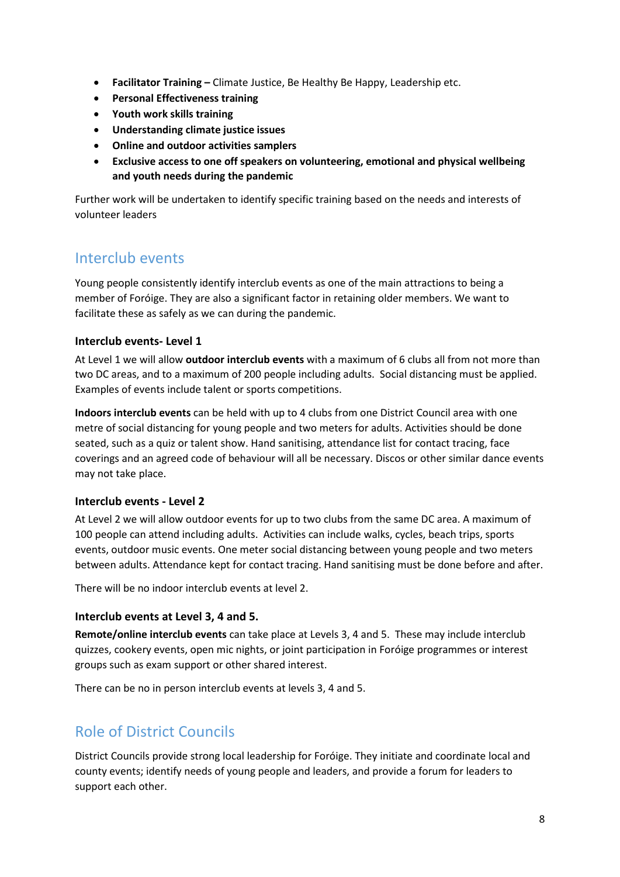- **Facilitator Training –** Climate Justice, Be Healthy Be Happy, Leadership etc.
- **Personal Effectiveness training**
- **Youth work skills training**
- **Understanding climate justice issues**
- **Online and outdoor activities samplers**
- **Exclusive access to one off speakers on volunteering, emotional and physical wellbeing and youth needs during the pandemic**

Further work will be undertaken to identify specific training based on the needs and interests of volunteer leaders

## Interclub events

Young people consistently identify interclub events as one of the main attractions to being a member of Foróige. They are also a significant factor in retaining older members. We want to facilitate these as safely as we can during the pandemic.

### Interclub events- Level 1

At Level 1 we will allow **outdoor interclub events** with a maximum of 6 clubs all from not more than two DC areas, and to a maximum of 200 people including adults. Social distancing must be applied. Examples of events include talent or sports competitions.

**Indoors interclub events** can be held with up to 4 clubs from one District Council area with one metre of social distancing for young people and two meters for adults. Activities should be done seated, such as a quiz or talent show. Hand sanitising, attendance list for contact tracing, face coverings and an agreed code of behaviour will all be necessary. Discos or other similar dance events may not take place.

### Interclub events - Level 2

At Level 2 we will allow outdoor events for up to two clubs from the same DC area. A maximum of 100 people can attend including adults. Activities can include walks, cycles, beach trips, sports events, outdoor music events. One meter social distancing between young people and two meters between adults. Attendance kept for contact tracing. Hand sanitising must be done before and after.

There will be no indoor interclub events at level 2.

### Interclub events at Level 3, 4 and 5.

**Remote/online interclub events** can take place at Levels 3, 4 and 5. These may include interclub quizzes, cookery events, open mic nights, or joint participation in Foróige programmes or interest groups such as exam support or other shared interest.

There can be no in person interclub events at levels 3, 4 and 5.

## Role of District Councils

District Councils provide strong local leadership for Foróige. They initiate and coordinate local and county events; identify needs of young people and leaders, and provide a forum for leaders to support each other.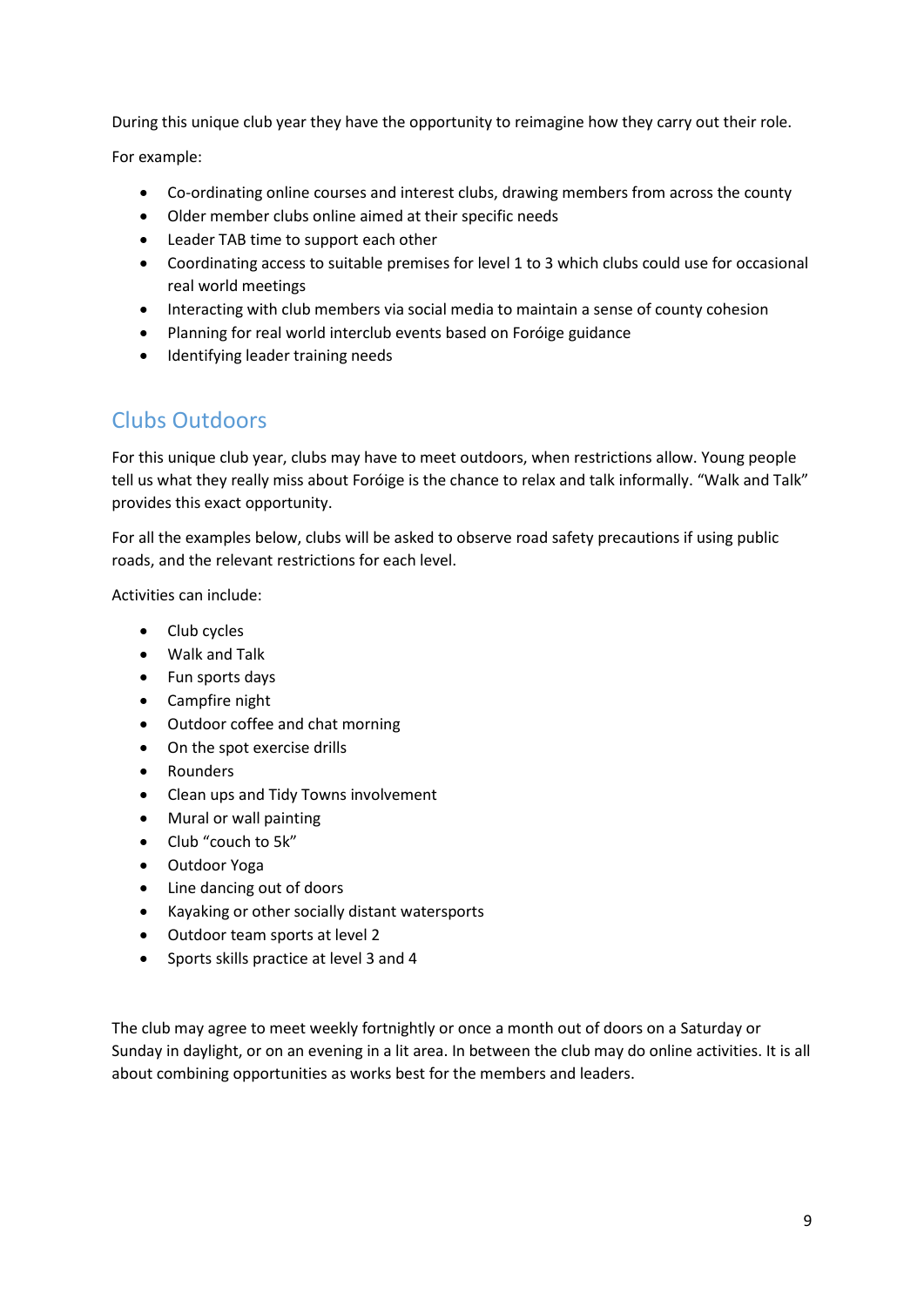During this unique club year they have the opportunity to reimagine how they carry out their role.

For example:

- Co-ordinating online courses and interest clubs, drawing members from across the county
- Older member clubs online aimed at their specific needs
- Leader TAB time to support each other
- Coordinating access to suitable premises for level 1 to 3 which clubs could use for occasional real world meetings
- Interacting with club members via social media to maintain a sense of county cohesion
- Planning for real world interclub events based on Foróige guidance
- Identifying leader training needs

## Clubs Outdoors

For this unique club year, clubs may have to meet outdoors, when restrictions allow. Young people tell us what they really miss about Foróige is the chance to relax and talk informally. "Walk and Talk" provides this exact opportunity.

For all the examples below, clubs will be asked to observe road safety precautions if using public roads, and the relevant restrictions for each level.

Activities can include:

- Club cycles
- Walk and Talk
- Fun sports days
- Campfire night
- Outdoor coffee and chat morning
- On the spot exercise drills
- Rounders
- Clean ups and Tidy Towns involvement
- Mural or wall painting
- Club "couch to 5k"
- Outdoor Yoga
- Line dancing out of doors
- Kayaking or other socially distant watersports
- Outdoor team sports at level 2
- Sports skills practice at level 3 and 4

The club may agree to meet weekly fortnightly or once a month out of doors on a Saturday or Sunday in daylight, or on an evening in a lit area. In between the club may do online activities. It is all about combining opportunities as works best for the members and leaders.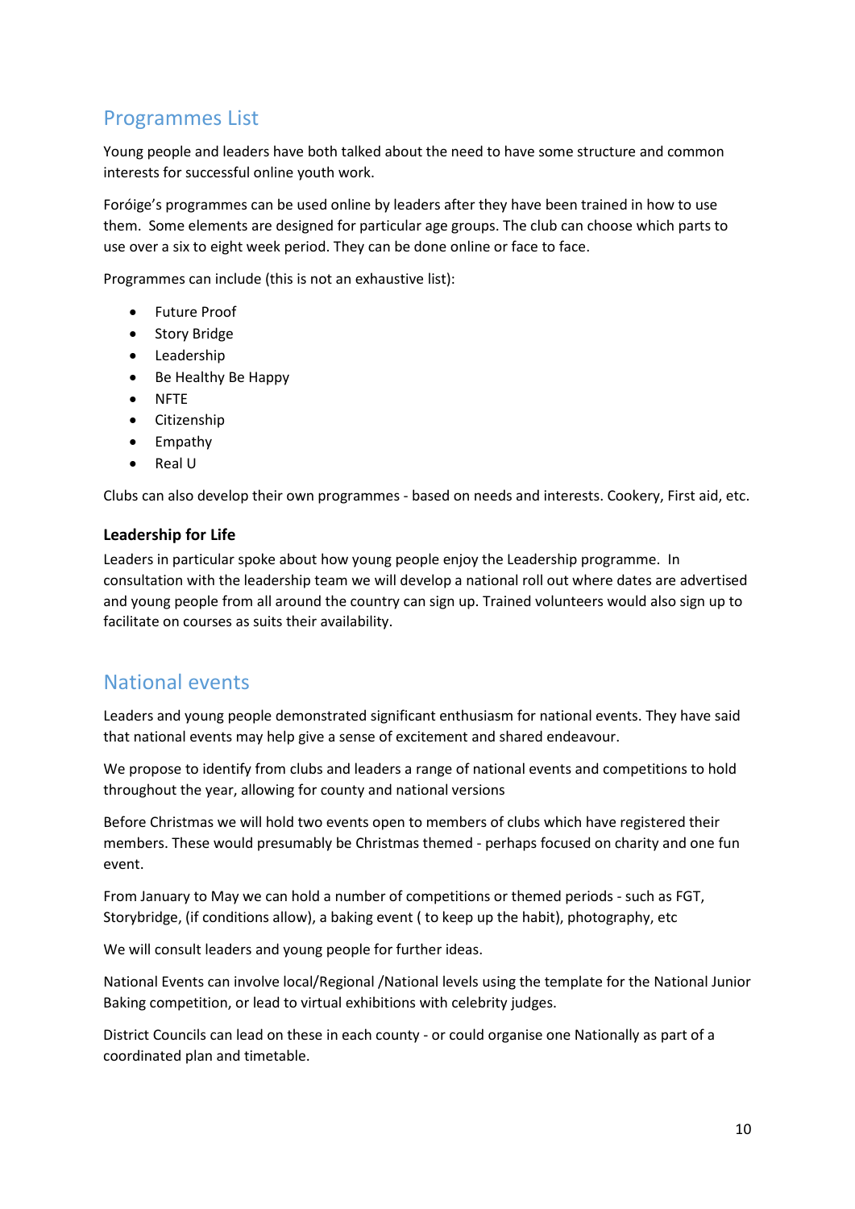## Programmes List

Young people and leaders have both talked about the need to have some structure and common interests for successful online youth work.

Foróige's programmes can be used online by leaders after they have been trained in how to use them. Some elements are designed for particular age groups. The club can choose which parts to use over a six to eight week period. They can be done online or face to face.

Programmes can include (this is not an exhaustive list):

- Future Proof
- Story Bridge
- Leadership
- Be Healthy Be Happy
- NFTE
- Citizenship
- Empathy
- Real U

Clubs can also develop their own programmes - based on needs and interests. Cookery, First aid, etc.

### Leadership for Life

Leaders in particular spoke about how young people enjoy the Leadership programme. In consultation with the leadership team we will develop a national roll out where dates are advertised and young people from all around the country can sign up. Trained volunteers would also sign up to facilitate on courses as suits their availability.

## National events

Leaders and young people demonstrated significant enthusiasm for national events. They have said that national events may help give a sense of excitement and shared endeavour.

We propose to identify from clubs and leaders a range of national events and competitions to hold throughout the year, allowing for county and national versions

Before Christmas we will hold two events open to members of clubs which have registered their members. These would presumably be Christmas themed - perhaps focused on charity and one fun event.

From January to May we can hold a number of competitions or themed periods - such as FGT, Storybridge, (if conditions allow), a baking event ( to keep up the habit), photography, etc

We will consult leaders and young people for further ideas.

National Events can involve local/Regional /National levels using the template for the National Junior Baking competition, or lead to virtual exhibitions with celebrity judges.

District Councils can lead on these in each county - or could organise one Nationally as part of a coordinated plan and timetable.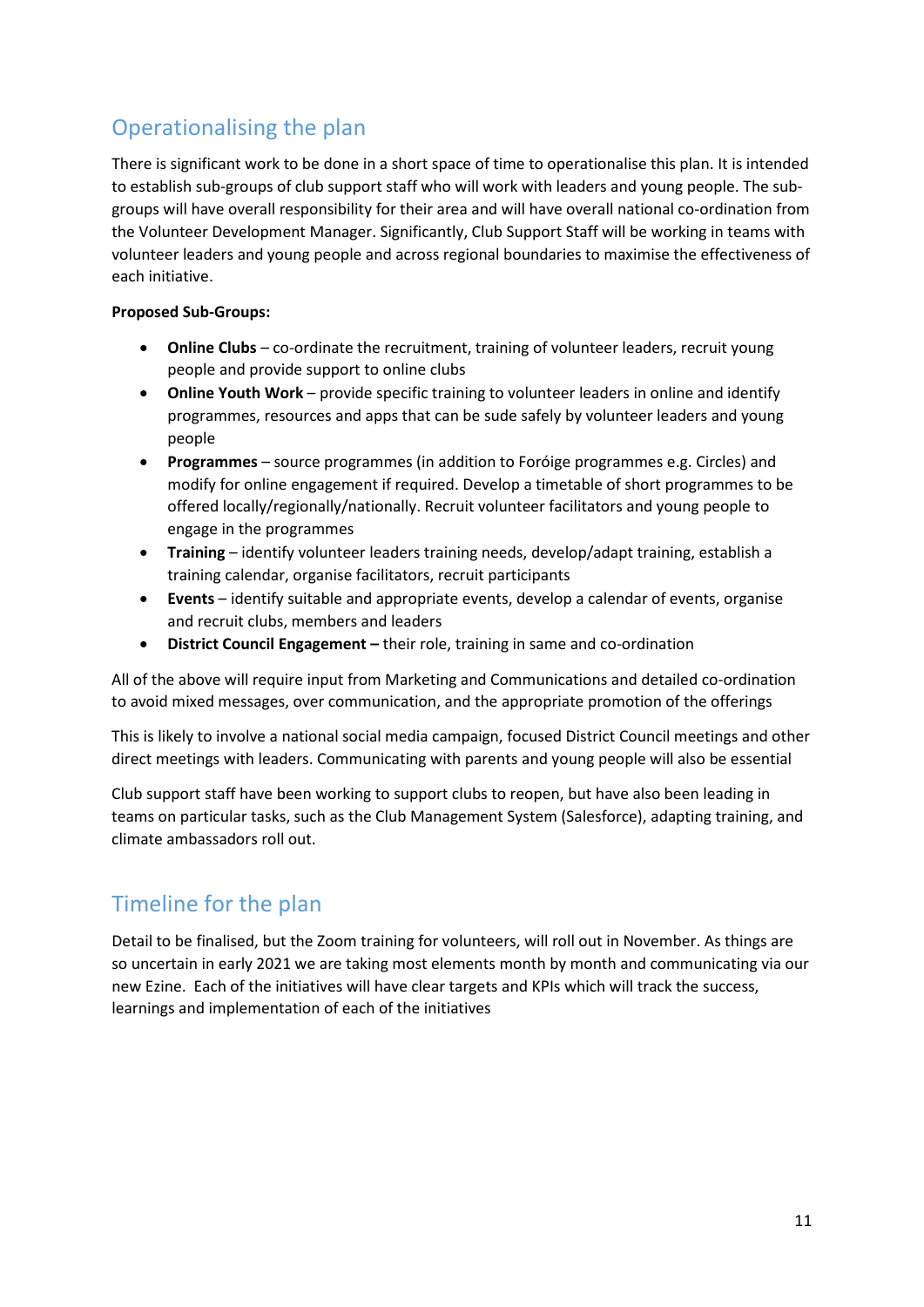## Operationalising the plan

There is significant work to be done in a short space of time to operationalise this plan. It is intended to establish sub-groups of club support staff who will work with leaders and young people. The sub-groups will have overall responsibility for their area and will have overall national co-ordination from the Volunteer Development Manager. Significantly, Club Support Staff will be working in teams with volunteer leaders and young people and across regional boundaries to maximise the effectiveness of each initiative.

**Proposed Sub-Groups:**

- **Online Clubs** – co-ordinate the recruitment, training of volunteer leaders, recruit young people and provide support to online clubs
- **Online Youth Work** – provide specific training to volunteer leaders in online and identify programmes, resources and apps that can be sude safely by volunteer leaders and young people
- **Programmes** – source programmes (in addition to Foróige programmes e.g. Circles) and modify for online engagement if required. Develop a timetable of short programmes to be offered locally/regionally/nationally. Recruit volunteer facilitators and young people to engage in the programmes
- **Training** – identify volunteer leaders training needs, develop/adapt training, establish a training calendar, organise facilitators, recruit participants
- **Events** – identify suitable and appropriate events, develop a calendar of events, organise and recruit clubs, members and leaders
- **District Council Engagement –** their role, training in same and co-ordination

All of the above will require input from Marketing and Communications and detailed co-ordination to avoid mixed messages, over communication, and the appropriate promotion of the offerings

This is likely to involve a national social media campaign, focused District Council meetings and other direct meetings with leaders. Communicating with parents and young people will also be essential

Club support staff have been working to support clubs to reopen, but have also been leading in teams on particular tasks, such as the Club Management System (Salesforce), adapting training, and climate ambassadors roll out.

## Timeline for the plan

Detail to be finalised, but the Zoom training for volunteers, will roll out in November. As things are so uncertain in early 2021 we are taking most elements month by month and communicating via our new Ezine. Each of the initiatives will have clear targets and KPIs which will track the success, learnings and implementation of each of the initiatives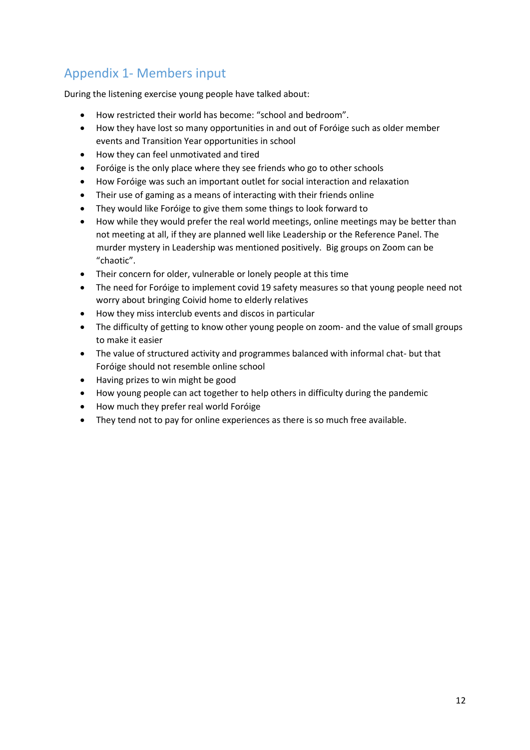## Appendix 1- Members input

During the listening exercise young people have talked about:

- How restricted their world has become: "school and bedroom".
- How they have lost so many opportunities in and out of Foróige such as older member events and Transition Year opportunities in school
- How they can feel unmotivated and tired
- Foróige is the only place where they see friends who go to other schools
- How Foróige was such an important outlet for social interaction and relaxation
- Their use of gaming as a means of interacting with their friends online
- They would like Foróige to give them some things to look forward to
- How while they would prefer the real world meetings, online meetings may be better than not meeting at all, if they are planned well like Leadership or the Reference Panel. The murder mystery in Leadership was mentioned positively. Big groups on Zoom can be "chaotic".
- Their concern for older, vulnerable or lonely people at this time
- The need for Foróige to implement covid 19 safety measures so that young people need not worry about bringing Coivid home to elderly relatives
- How they miss interclub events and discos in particular
- The difficulty of getting to know other young people on zoom- and the value of small groups to make it easier
- The value of structured activity and programmes balanced with informal chat- but that Foróige should not resemble online school
- Having prizes to win might be good
- How young people can act together to help others in difficulty during the pandemic
- How much they prefer real world Foróige
- They tend not to pay for online experiences as there is so much free available.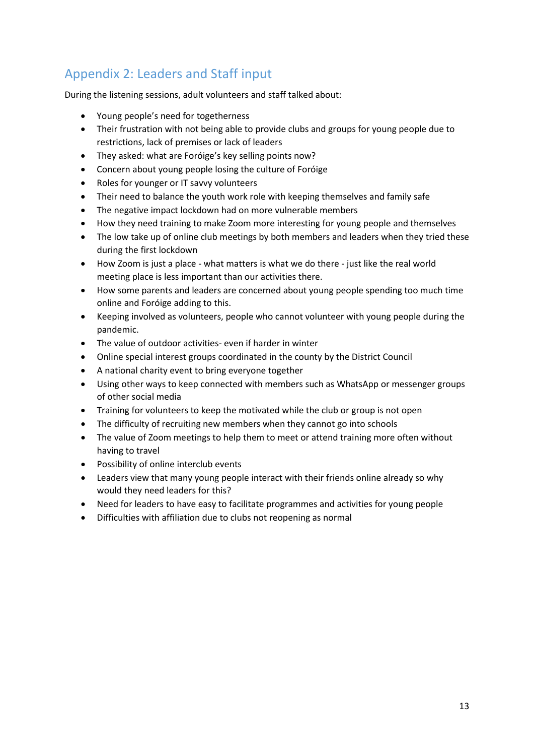## Appendix 2: Leaders and Staff input

During the listening sessions, adult volunteers and staff talked about:

- Young people's need for togetherness
- Their frustration with not being able to provide clubs and groups for young people due to restrictions, lack of premises or lack of leaders
- They asked: what are Foróige's key selling points now?
- Concern about young people losing the culture of Foróige
- Roles for younger or IT savvy volunteers
- Their need to balance the youth work role with keeping themselves and family safe
- The negative impact lockdown had on more vulnerable members
- How they need training to make Zoom more interesting for young people and themselves
- The low take up of online club meetings by both members and leaders when they tried these during the first lockdown
- How Zoom is just a place - what matters is what we do there - just like the real world meeting place is less important than our activities there.
- How some parents and leaders are concerned about young people spending too much time online and Foróige adding to this.
- Keeping involved as volunteers, people who cannot volunteer with young people during the pandemic.
- The value of outdoor activities- even if harder in winter
- Online special interest groups coordinated in the county by the District Council
- A national charity event to bring everyone together
- Using other ways to keep connected with members such as WhatsApp or messenger groups of other social media
- Training for volunteers to keep the motivated while the club or group is not open
- The difficulty of recruiting new members when they cannot go into schools
- The value of Zoom meetings to help them to meet or attend training more often without having to travel
- Possibility of online interclub events
- Leaders view that many young people interact with their friends online already so why would they need leaders for this?
- Need for leaders to have easy to facilitate programmes and activities for young people
- Difficulties with affiliation due to clubs not reopening as normal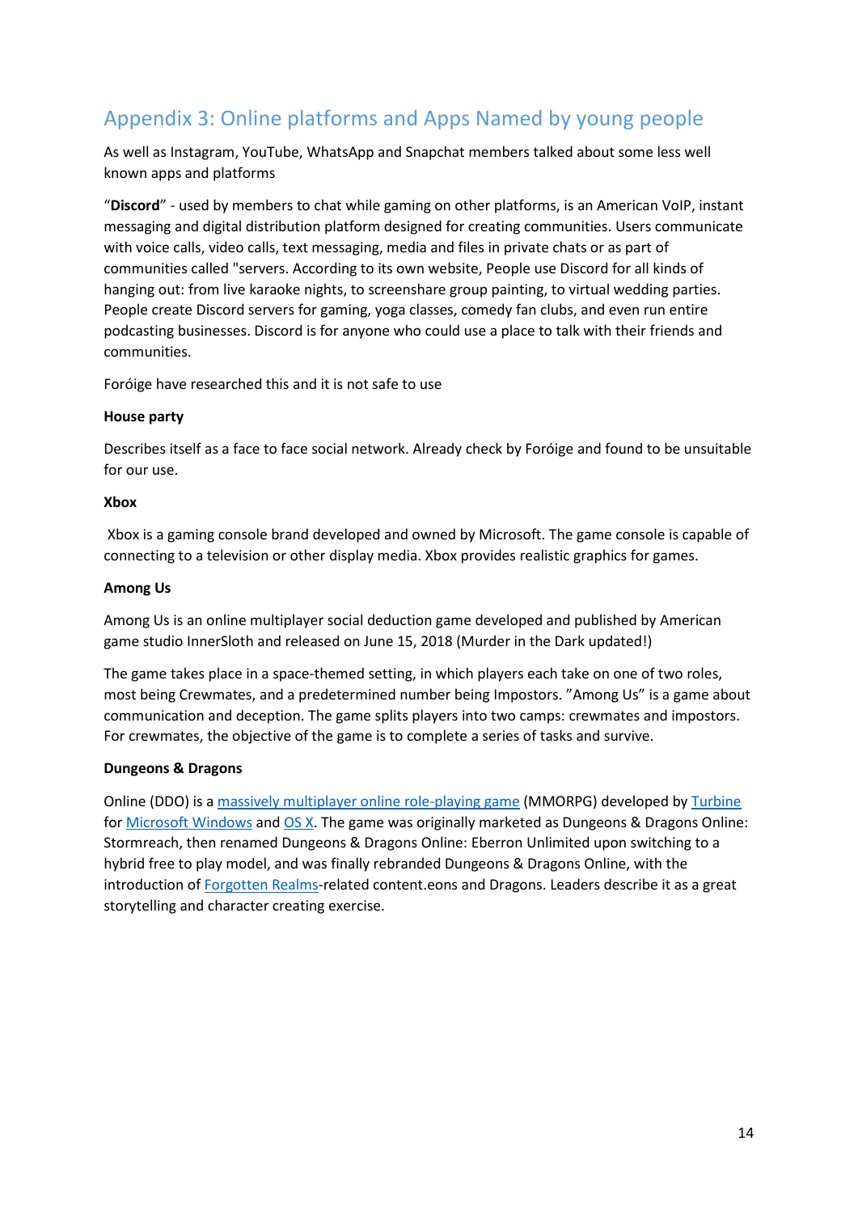## Appendix 3: Online platforms and Apps Named by young people

As well as Instagram, YouTube, WhatsApp and Snapchat members talked about some less well known apps and platforms

"**Discord**" - used by members to chat while gaming on other platforms, is an American VoIP, instant messaging and digital distribution platform designed for creating communities. Users communicate with voice calls, video calls, text messaging, media and files in private chats or as part of communities called "servers. According to its own website, People use Discord for all kinds of hanging out: from live karaoke nights, to screenshare group painting, to virtual wedding parties. People create Discord servers for gaming, yoga classes, comedy fan clubs, and even run entire podcasting businesses. Discord is for anyone who could use a place to talk with their friends and communities.

Foróige have researched this and it is not safe to use

**House party**

Describes itself as a face to face social network. Already check by Foróige and found to be unsuitable for our use.

**Xbox**

Xbox is a gaming console brand developed and owned by Microsoft. The game console is capable of connecting to a television or other display media. Xbox provides realistic graphics for games.

**Among Us**

Among Us is an online multiplayer social deduction game developed and published by American game studio InnerSloth and released on June 15, 2018 (Murder in the Dark updated!)

The game takes place in a space-themed setting, in which players each take on one of two roles, most being Crewmates, and a predetermined number being Impostors. "Among Us" is a game about communication and deception. The game splits players into two camps: crewmates and impostors. For crewmates, the objective of the game is to complete a series of tasks and survive.

**Dungeons & Dragons**

Online (DDO) is a massively multiplayer online role-playing game (MMORPG) developed by Turbine for Microsoft Windows and OS X. The game was originally marketed as Dungeons & Dragons Online: Stormreach, then renamed Dungeons & Dragons Online: Eberron Unlimited upon switching to a hybrid free to play model, and was finally rebranded Dungeons & Dragons Online, with the introduction of Forgotten Realms-related content.eons and Dragons. Leaders describe it as a great storytelling and character creating exercise.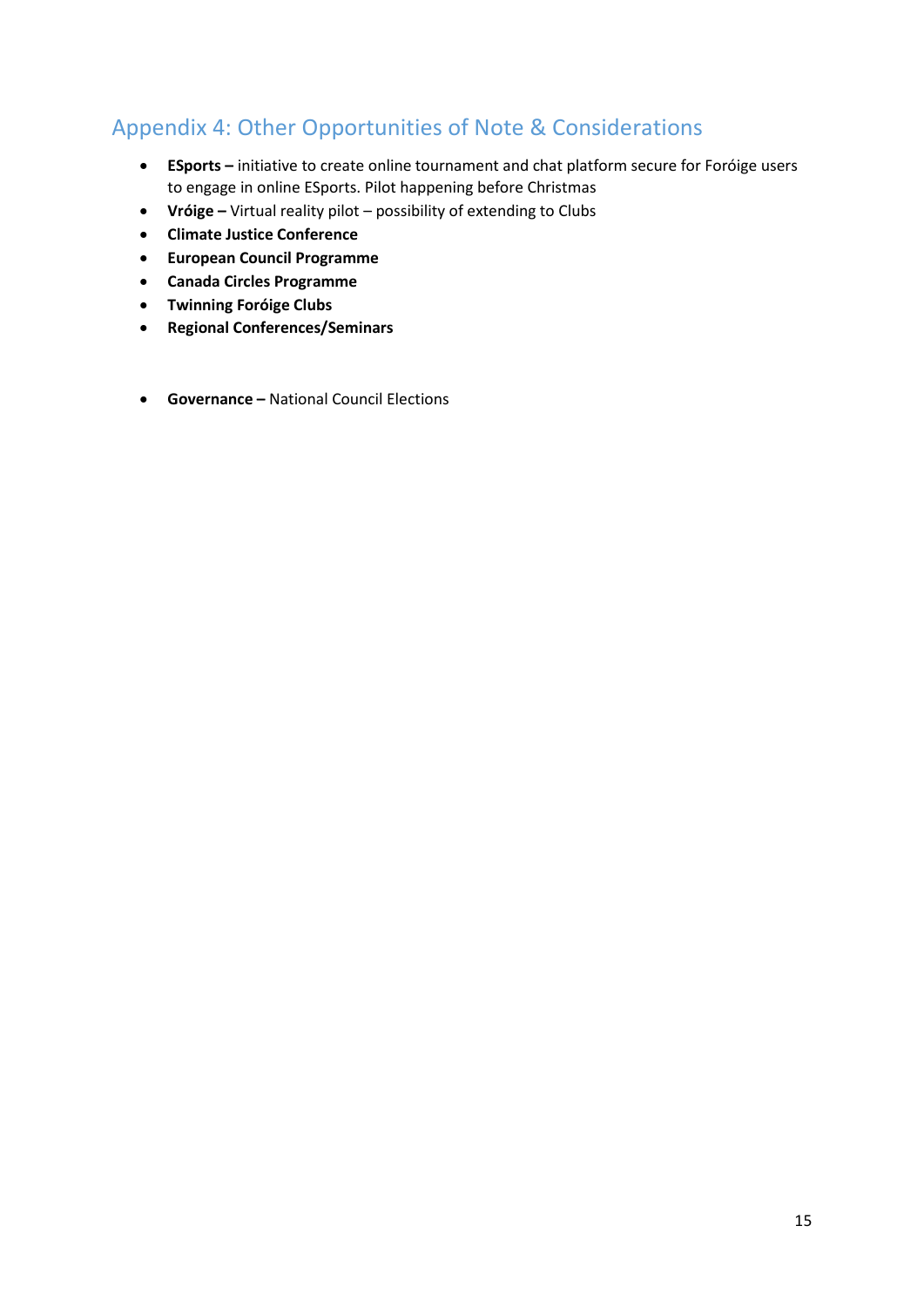## Appendix 4: Other Opportunities of Note & Considerations

- **ESports –** initiative to create online tournament and chat platform secure for Foróige users to engage in online ESports. Pilot happening before Christmas
- **Vróige –** Virtual reality pilot – possibility of extending to Clubs
- **Climate Justice Conference**
- **European Council Programme**
- **Canada Circles Programme**
- **Twinning Foróige Clubs**
- **Regional Conferences/Seminars**

- **Governance –** National Council Elections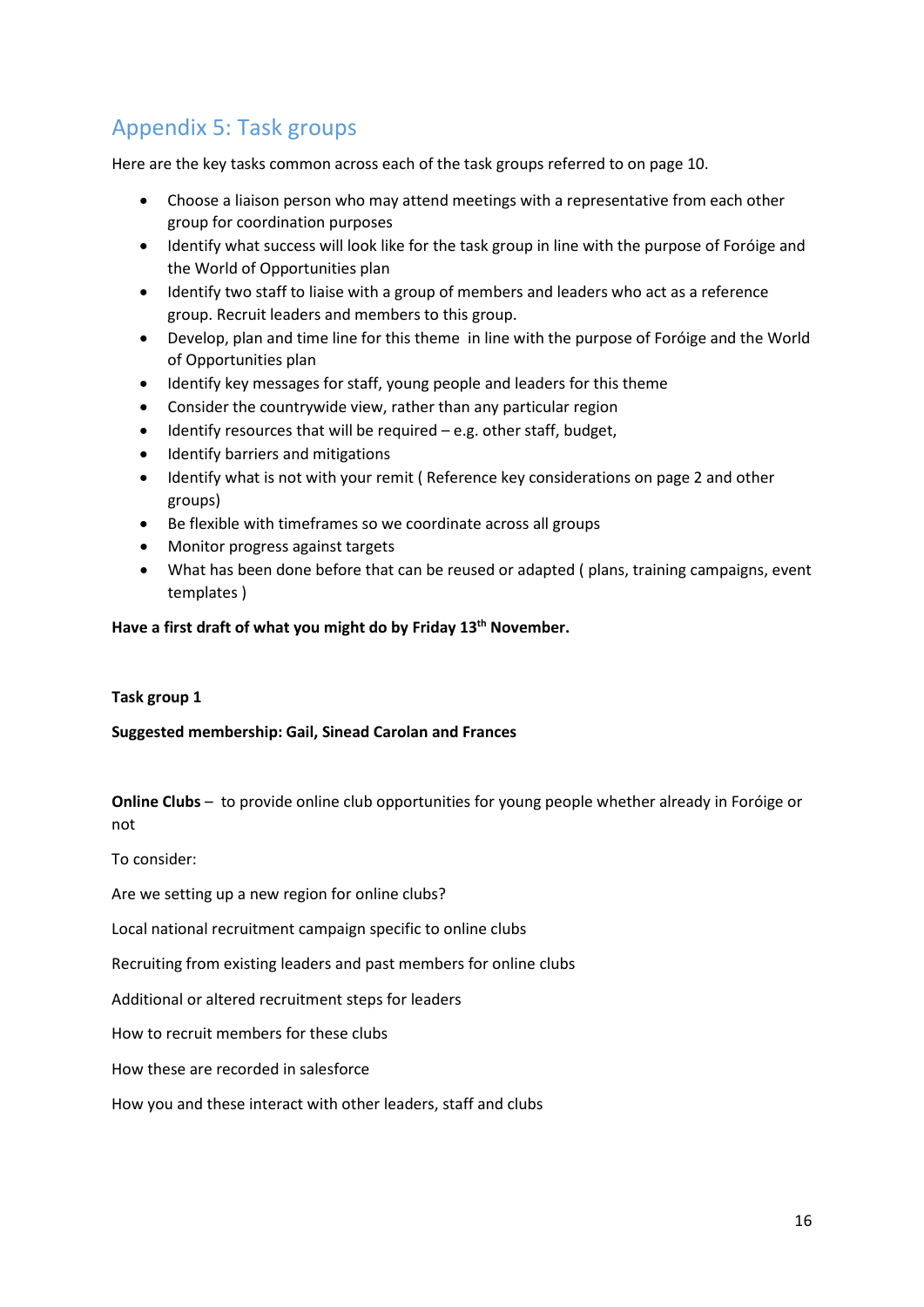## Appendix 5: Task groups

Here are the key tasks common across each of the task groups referred to on page 10.

- Choose a liaison person who may attend meetings with a representative from each other group for coordination purposes
- Identify what success will look like for the task group in line with the purpose of Foróige and the World of Opportunities plan
- Identify two staff to liaise with a group of members and leaders who act as a reference group. Recruit leaders and members to this group.
- Develop, plan and time line for this theme in line with the purpose of Foróige and the World of Opportunities plan
- Identify key messages for staff, young people and leaders for this theme
- Consider the countrywide view, rather than any particular region
- Identify resources that will be required – e.g. other staff, budget,
- Identify barriers and mitigations
- Identify what is not with your remit ( Reference key considerations on page 2 and other groups)
- Be flexible with timeframes so we coordinate across all groups
- Monitor progress against targets
- What has been done before that can be reused or adapted ( plans, training campaigns, event templates )

**Have a first draft of what you might do by Friday 13th November.**

**Task group 1**

**Suggested membership: Gail, Sinead Carolan and Frances**

**Online Clubs** – to provide online club opportunities for young people whether already in Foróige or not

To consider:

Are we setting up a new region for online clubs?

Local national recruitment campaign specific to online clubs

Recruiting from existing leaders and past members for online clubs

Additional or altered recruitment steps for leaders

How to recruit members for these clubs

How these are recorded in salesforce

How you and these interact with other leaders, staff and clubs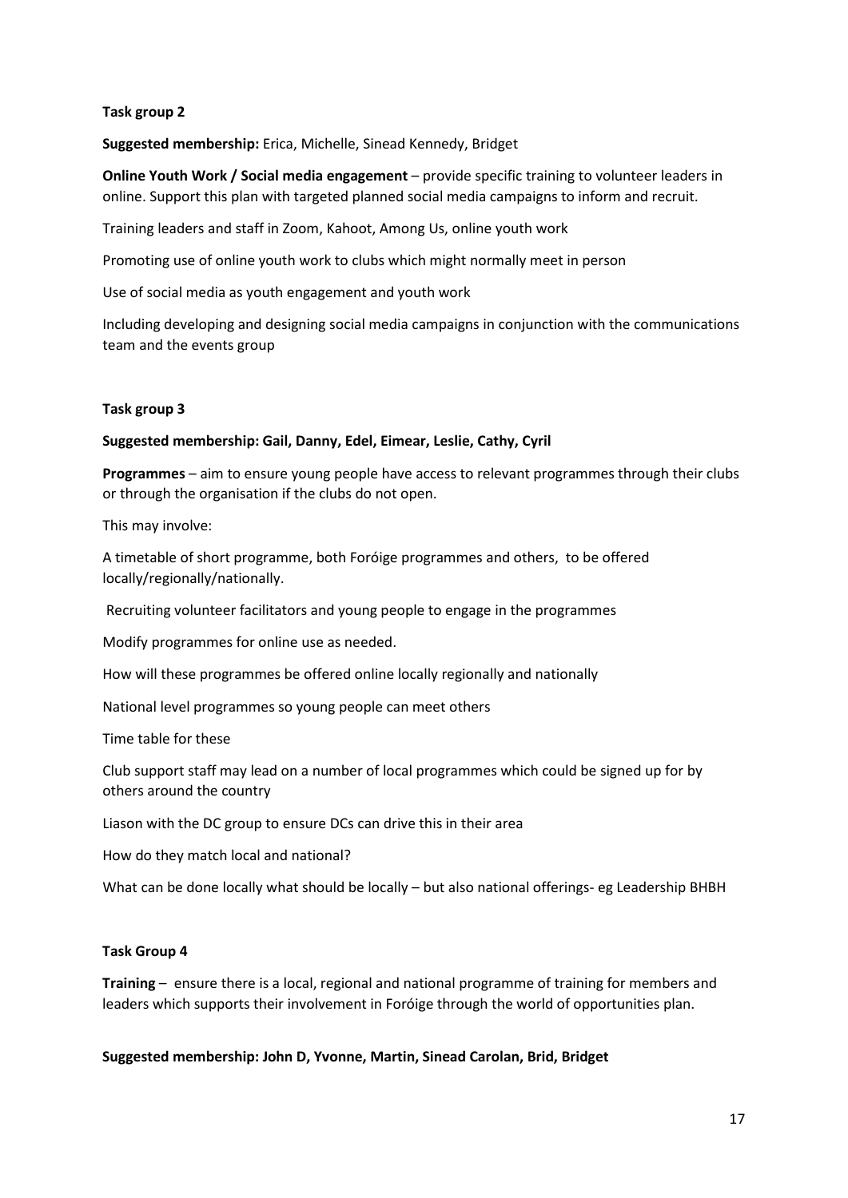**Task group 2**

**Suggested membership:** Erica, Michelle, Sinead Kennedy, Bridget

**Online Youth Work / Social media engagement** – provide specific training to volunteer leaders in online. Support this plan with targeted planned social media campaigns to inform and recruit.

Training leaders and staff in Zoom, Kahoot, Among Us, online youth work

Promoting use of online youth work to clubs which might normally meet in person

Use of social media as youth engagement and youth work

Including developing and designing social media campaigns in conjunction with the communications team and the events group

**Task group 3**

**Suggested membership: Gail, Danny, Edel, Eimear, Leslie, Cathy, Cyril**

**Programmes** – aim to ensure young people have access to relevant programmes through their clubs or through the organisation if the clubs do not open.

This may involve:

A timetable of short programme, both Foróige programmes and others, to be offered locally/regionally/nationally.

Recruiting volunteer facilitators and young people to engage in the programmes

Modify programmes for online use as needed.

How will these programmes be offered online locally regionally and nationally

National level programmes so young people can meet others

Time table for these

Club support staff may lead on a number of local programmes which could be signed up for by others around the country

Liason with the DC group to ensure DCs can drive this in their area

How do they match local and national?

What can be done locally what should be locally – but also national offerings- eg Leadership BHBH

**Task Group 4**

**Training** – ensure there is a local, regional and national programme of training for members and leaders which supports their involvement in Foróige through the world of opportunities plan.

**Suggested membership: John D, Yvonne, Martin, Sinead Carolan, Brid, Bridget**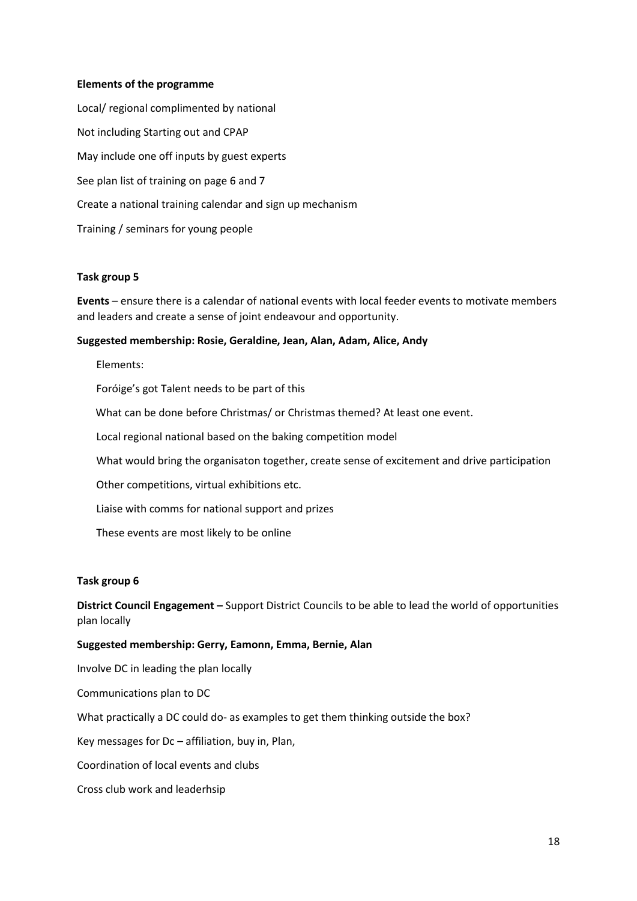**Elements of the programme**

Local/ regional complimented by national

Not including Starting out and CPAP

May include one off inputs by guest experts

See plan list of training on page 6 and 7

Create a national training calendar and sign up mechanism

Training / seminars for young people

**Task group 5**

**Events** – ensure there is a calendar of national events with local feeder events to motivate members and leaders and create a sense of joint endeavour and opportunity.

**Suggested membership: Rosie, Geraldine, Jean, Alan, Adam, Alice, Andy**

Elements:

Foróige's got Talent needs to be part of this

What can be done before Christmas/ or Christmas themed? At least one event.

Local regional national based on the baking competition model

What would bring the organisaton together, create sense of excitement and drive participation

Other competitions, virtual exhibitions etc.

Liaise with comms for national support and prizes

These events are most likely to be online

**Task group 6**

**District Council Engagement –** Support District Councils to be able to lead the world of opportunities plan locally

**Suggested membership: Gerry, Eamonn, Emma, Bernie, Alan**

Involve DC in leading the plan locally

Communications plan to DC

What practically a DC could do- as examples to get them thinking outside the box?

Key messages for Dc – affiliation, buy in, Plan,

Coordination of local events and clubs

Cross club work and leaderhsip